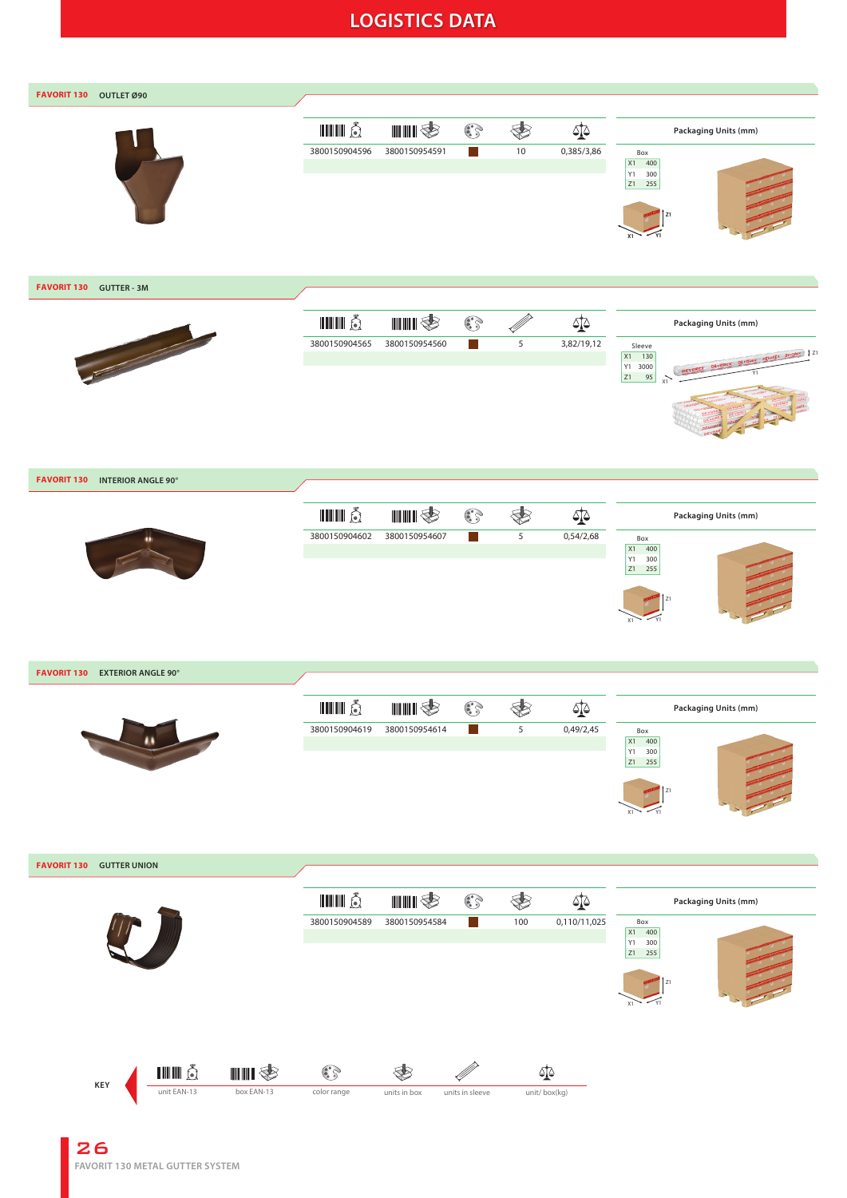# LOGISTICS DATA

## FAVORIT 130 OUTLET Ø90

| unit EAN-13 | box EAN-13 | color range | units in box | unit/ box(kg) |
|---|---|---|---|---|
| 3800150904596 | 3800150954591 | ■ | 10 | 0,385/3,86 |

**Packaging Units (mm)**

Box

| | |
|---|---|
| X1 | 400 |
| Y1 | 300 |
| Z1 | 255 |

## FAVORIT 130 GUTTER - 3M

| unit EAN-13 | box EAN-13 | color range | units in sleeve | unit/ box(kg) |
|---|---|---|---|---|
| 3800150904565 | 3800150954560 | ■ | 5 | 3,82/19,12 |

**Packaging Units (mm)**

Sleeve

| | |
|---|---|
| X1 | 130 |
| Y1 | 3000 |
| Z1 | 95 |

## FAVORIT 130 INTERIOR ANGLE 90°

| unit EAN-13 | box EAN-13 | color range | units in box | unit/ box(kg) |
|---|---|---|---|---|
| 3800150904602 | 3800150954607 | ■ | 5 | 0,54/2,68 |

**Packaging Units (mm)**

Box

| | |
|---|---|
| X1 | 400 |
| Y1 | 300 |
| Z1 | 255 |

## FAVORIT 130 EXTERIOR ANGLE 90°

| unit EAN-13 | box EAN-13 | color range | units in box | unit/ box(kg) |
|---|---|---|---|---|
| 3800150904619 | 3800150954614 | ■ | 5 | 0,49/2,45 |

**Packaging Units (mm)**

Box

| | |
|---|---|
| X1 | 400 |
| Y1 | 300 |
| Z1 | 255 |

## FAVORIT 130 GUTTER UNION

| unit EAN-13 | box EAN-13 | color range | units in box | unit/ box(kg) |
|---|---|---|---|---|
| 3800150904589 | 3800150954584 | ■ | 100 | 0,110/11,025 |

**Packaging Units (mm)**

Box

| | |
|---|---|
| X1 | 400 |
| Y1 | 300 |
| Z1 | 255 |

**KEY**

unit EAN-13 | box EAN-13 | color range | units in box | units in sleeve | unit/ box(kg)

FAVORIT 130 METAL GUTTER SYSTEM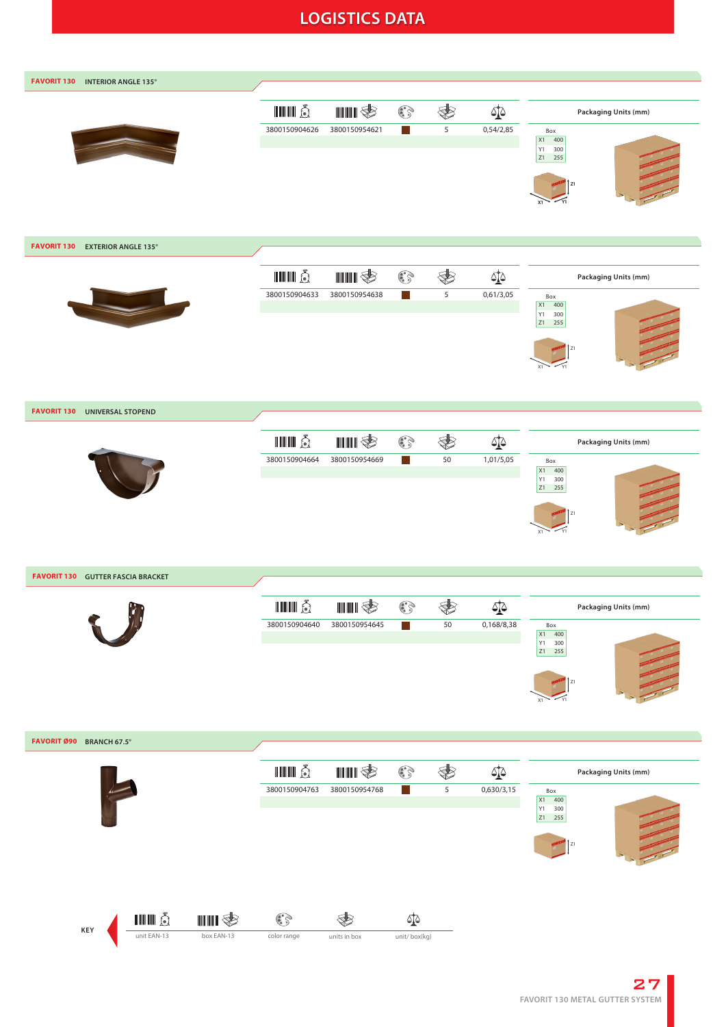# LOGISTICS DATA

## FAVORIT 130 INTERIOR ANGLE 135°

| unit EAN-13 | box EAN-13 | color range | units in box | unit/ box(kg) |
|---|---|---|---|---|
| 3800150904626 | 3800150954621 | ■ | 5 | 0,54/2,85 |

Packaging Units (mm)

| Box | |
|---|---|
| X1 | 400 |
| Y1 | 300 |
| Z1 | 255 |

## FAVORIT 130 EXTERIOR ANGLE 135°

| unit EAN-13 | box EAN-13 | color range | units in box | unit/ box(kg) |
|---|---|---|---|---|
| 3800150904633 | 3800150954638 | ■ | 5 | 0,61/3,05 |

Packaging Units (mm)

| Box | |
|---|---|
| X1 | 400 |
| Y1 | 300 |
| Z1 | 255 |

## FAVORIT 130 UNIVERSAL STOPEND

| unit EAN-13 | box EAN-13 | color range | units in box | unit/ box(kg) |
|---|---|---|---|---|
| 3800150904664 | 3800150954669 | ■ | 50 | 1,01/5,05 |

Packaging Units (mm)

| Box | |
|---|---|
| X1 | 400 |
| Y1 | 300 |
| Z1 | 255 |

## FAVORIT 130 GUTTER FASCIA BRACKET

| unit EAN-13 | box EAN-13 | color range | units in box | unit/ box(kg) |
|---|---|---|---|---|
| 3800150904640 | 3800150954645 | ■ | 50 | 0,168/8,38 |

Packaging Units (mm)

| Box | |
|---|---|
| X1 | 400 |
| Y1 | 300 |
| Z1 | 255 |

## FAVORIT Ø90 BRANCH 67.5°

| unit EAN-13 | box EAN-13 | color range | units in box | unit/ box(kg) |
|---|---|---|---|---|
| 3800150904763 | 3800150954768 | ■ | 5 | 0,630/3,15 |

Packaging Units (mm)

| Box | |
|---|---|
| X1 | 400 |
| Y1 | 300 |
| Z1 | 255 |

**KEY**

| unit EAN-13 | box EAN-13 | color range | units in box | unit/ box(kg) |
|---|---|---|---|---|

FAVORIT 130 METAL GUTTER SYSTEM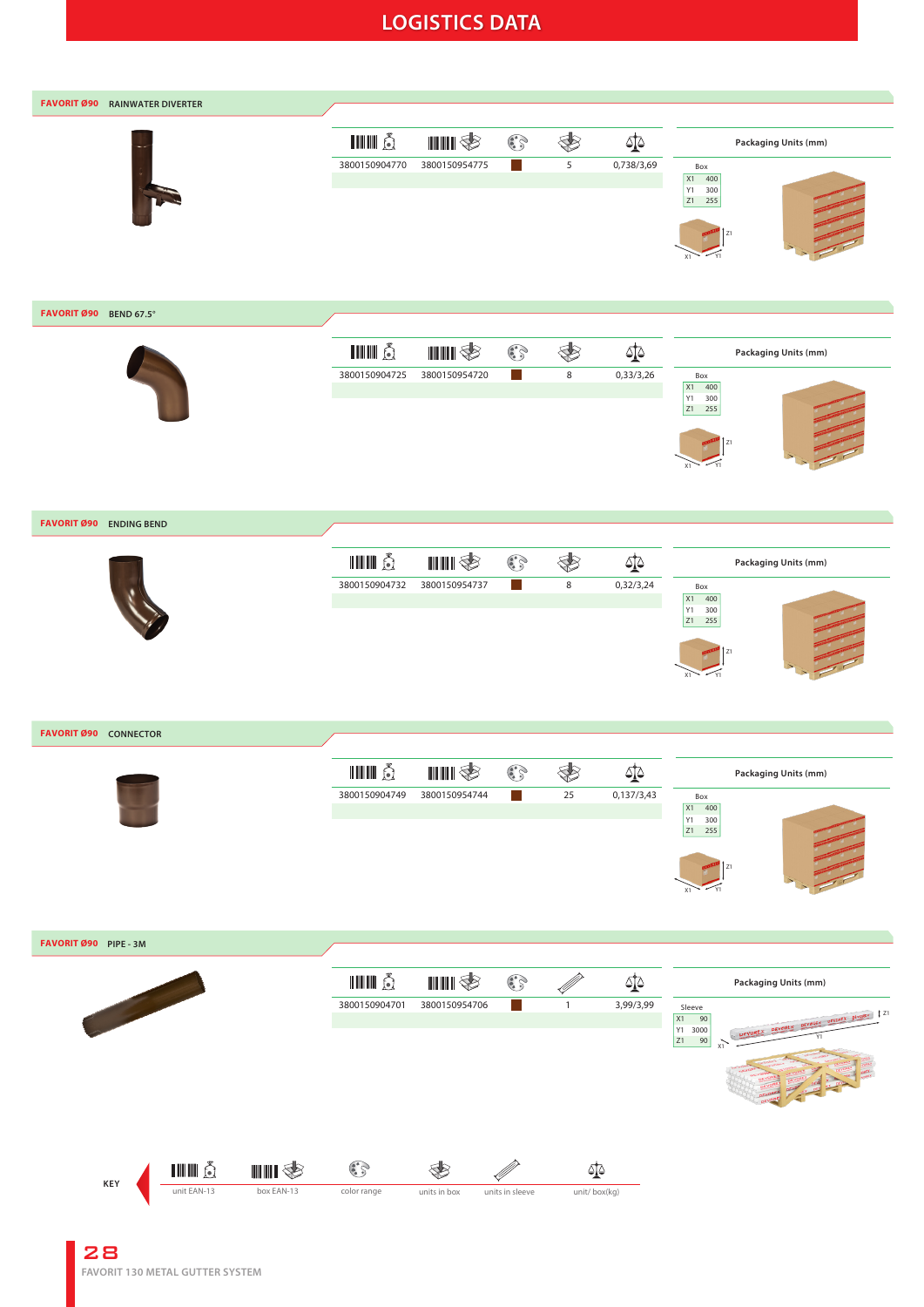# LOGISTICS DATA

## FAVORIT Ø90 RAINWATER DIVERTER

| unit EAN-13 | box EAN-13 | color range | units in box | unit/ box(kg) |
|---|---|---|---|---|
| 3800150904770 | 3800150954775 | ■ | 5 | 0,738/3,69 |

**Packaging Units (mm)**

| Box | |
|---|---|
| X1 | 400 |
| Y1 | 300 |
| Z1 | 255 |

## FAVORIT Ø90 BEND 67.5°

| unit EAN-13 | box EAN-13 | color range | units in box | unit/ box(kg) |
|---|---|---|---|---|
| 3800150904725 | 3800150954720 | ■ | 8 | 0,33/3,26 |

**Packaging Units (mm)**

| Box | |
|---|---|
| X1 | 400 |
| Y1 | 300 |
| Z1 | 255 |

## FAVORIT Ø90 ENDING BEND

| unit EAN-13 | box EAN-13 | color range | units in box | unit/ box(kg) |
|---|---|---|---|---|
| 3800150904732 | 3800150954737 | ■ | 8 | 0,32/3,24 |

**Packaging Units (mm)**

| Box | |
|---|---|
| X1 | 400 |
| Y1 | 300 |
| Z1 | 255 |

## FAVORIT Ø90 CONNECTOR

| unit EAN-13 | box EAN-13 | color range | units in box | unit/ box(kg) |
|---|---|---|---|---|
| 3800150904749 | 3800150954744 | ■ | 25 | 0,137/3,43 |

**Packaging Units (mm)**

| Box | |
|---|---|
| X1 | 400 |
| Y1 | 300 |
| Z1 | 255 |

## FAVORIT Ø90 PIPE - 3M

| unit EAN-13 | box EAN-13 | color range | units in sleeve | unit/ box(kg) |
|---|---|---|---|---|
| 3800150904701 | 3800150954706 | ■ | 1 | 3,99/3,99 |

**Packaging Units (mm)**

| Sleeve | |
|---|---|
| X1 | 90 |
| Y1 | 3000 |
| Z1 | 90 |

**KEY**

| unit EAN-13 | box EAN-13 | color range | units in box | units in sleeve | unit/ box(kg) |
|---|---|---|---|---|---|

FAVORIT 130 METAL GUTTER SYSTEM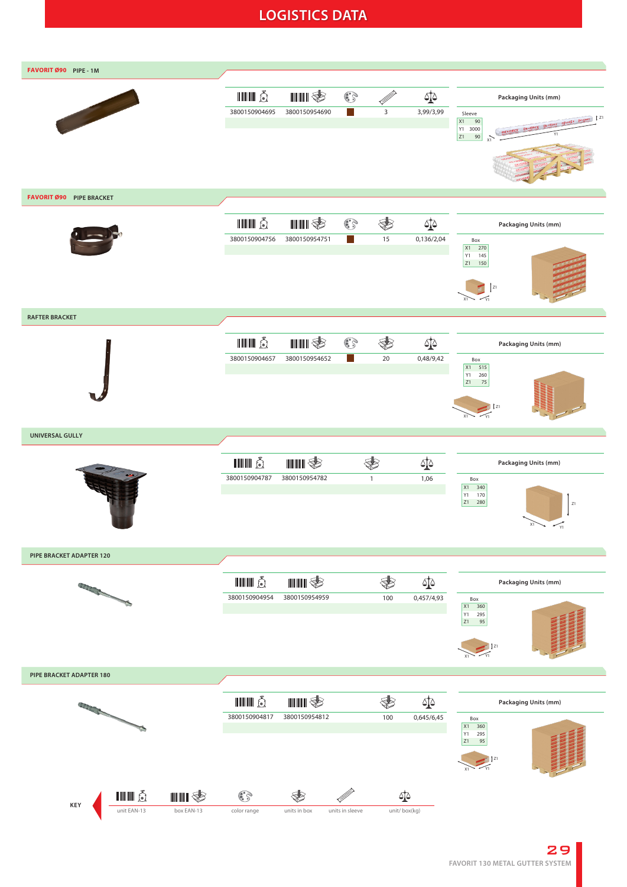# LOGISTICS DATA

## FAVORIT Ø90 PIPE - 1M

| unit EAN-13 | box EAN-13 | color range | units in sleeve | unit/ box(kg) |
|---|---|---|---|---|
| 3800150904695 | 3800150954690 | ■ | 3 | 3,99/3,99 |

**Packaging Units (mm)**

Sleeve

| | |
|---|---|
| X1 | 90 |
| Y1 | 3000 |
| Z1 | 90 |

## FAVORIT Ø90 PIPE BRACKET

| unit EAN-13 | box EAN-13 | color range | units in box | unit/ box(kg) |
|---|---|---|---|---|
| 3800150904756 | 3800150954751 | ■ | 15 | 0,136/2,04 |

**Packaging Units (mm)**

Box

| | |
|---|---|
| X1 | 270 |
| Y1 | 145 |
| Z1 | 150 |

## RAFTER BRACKET

| unit EAN-13 | box EAN-13 | color range | units in box | unit/ box(kg) |
|---|---|---|---|---|
| 3800150904657 | 3800150954652 | ■ | 20 | 0,48/9,42 |

**Packaging Units (mm)**

Box

| | |
|---|---|
| X1 | 515 |
| Y1 | 260 |
| Z1 | 75 |

## UNIVERSAL GULLY

| unit EAN-13 | box EAN-13 | units in box | unit/ box(kg) |
|---|---|---|---|
| 3800150904787 | 3800150954782 | 1 | 1,06 |

**Packaging Units (mm)**

Box

| | |
|---|---|
| X1 | 340 |
| Y1 | 170 |
| Z1 | 280 |

## PIPE BRACKET ADAPTER 120

| unit EAN-13 | box EAN-13 | units in box | unit/ box(kg) |
|---|---|---|---|
| 3800150904954 | 3800150954959 | 100 | 0,457/4,93 |

**Packaging Units (mm)**

Box

| | |
|---|---|
| X1 | 360 |
| Y1 | 295 |
| Z1 | 95 |

## PIPE BRACKET ADAPTER 180

| unit EAN-13 | box EAN-13 | units in box | unit/ box(kg) |
|---|---|---|---|
| 3800150904817 | 3800150954812 | 100 | 0,645/6,45 |

**Packaging Units (mm)**

Box

| | |
|---|---|
| X1 | 360 |
| Y1 | 295 |
| Z1 | 95 |

**KEY**

unit EAN-13 | box EAN-13 | color range | units in box | units in sleeve | unit/ box(kg)

FAVORIT 130 METAL GUTTER SYSTEM